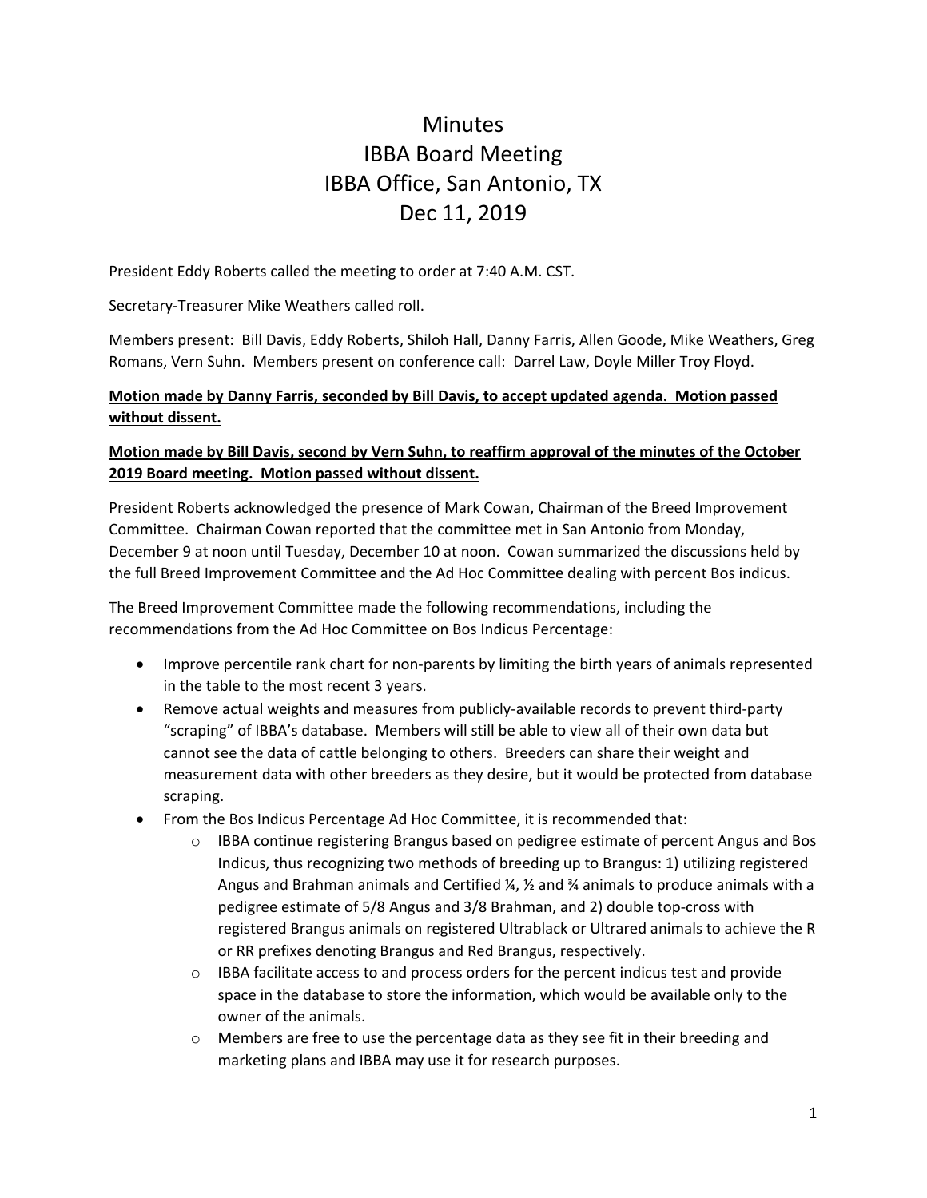# Minutes
# IBBA Board Meeting
# IBBA Office, San Antonio, TX
# Dec 11, 2019

President Eddy Roberts called the meeting to order at 7:40 A.M. CST.

Secretary-Treasurer Mike Weathers called roll.

Members present: Bill Davis, Eddy Roberts, Shiloh Hall, Danny Farris, Allen Goode, Mike Weathers, Greg Romans, Vern Suhn. Members present on conference call: Darrel Law, Doyle Miller Troy Floyd.

**Motion made by Danny Farris, seconded by Bill Davis, to accept updated agenda. Motion passed without dissent.**

**Motion made by Bill Davis, second by Vern Suhn, to reaffirm approval of the minutes of the October 2019 Board meeting. Motion passed without dissent.**

President Roberts acknowledged the presence of Mark Cowan, Chairman of the Breed Improvement Committee. Chairman Cowan reported that the committee met in San Antonio from Monday, December 9 at noon until Tuesday, December 10 at noon. Cowan summarized the discussions held by the full Breed Improvement Committee and the Ad Hoc Committee dealing with percent Bos indicus.

The Breed Improvement Committee made the following recommendations, including the recommendations from the Ad Hoc Committee on Bos Indicus Percentage:

- Improve percentile rank chart for non-parents by limiting the birth years of animals represented in the table to the most recent 3 years.
- Remove actual weights and measures from publicly-available records to prevent third-party "scraping" of IBBA's database. Members will still be able to view all of their own data but cannot see the data of cattle belonging to others. Breeders can share their weight and measurement data with other breeders as they desire, but it would be protected from database scraping.
- From the Bos Indicus Percentage Ad Hoc Committee, it is recommended that:
  - IBBA continue registering Brangus based on pedigree estimate of percent Angus and Bos Indicus, thus recognizing two methods of breeding up to Brangus: 1) utilizing registered Angus and Brahman animals and Certified ¼, ½ and ¾ animals to produce animals with a pedigree estimate of 5/8 Angus and 3/8 Brahman, and 2) double top-cross with registered Brangus animals on registered Ultrablack or Ultrared animals to achieve the R or RR prefixes denoting Brangus and Red Brangus, respectively.
  - IBBA facilitate access to and process orders for the percent indicus test and provide space in the database to store the information, which would be available only to the owner of the animals.
  - Members are free to use the percentage data as they see fit in their breeding and marketing plans and IBBA may use it for research purposes.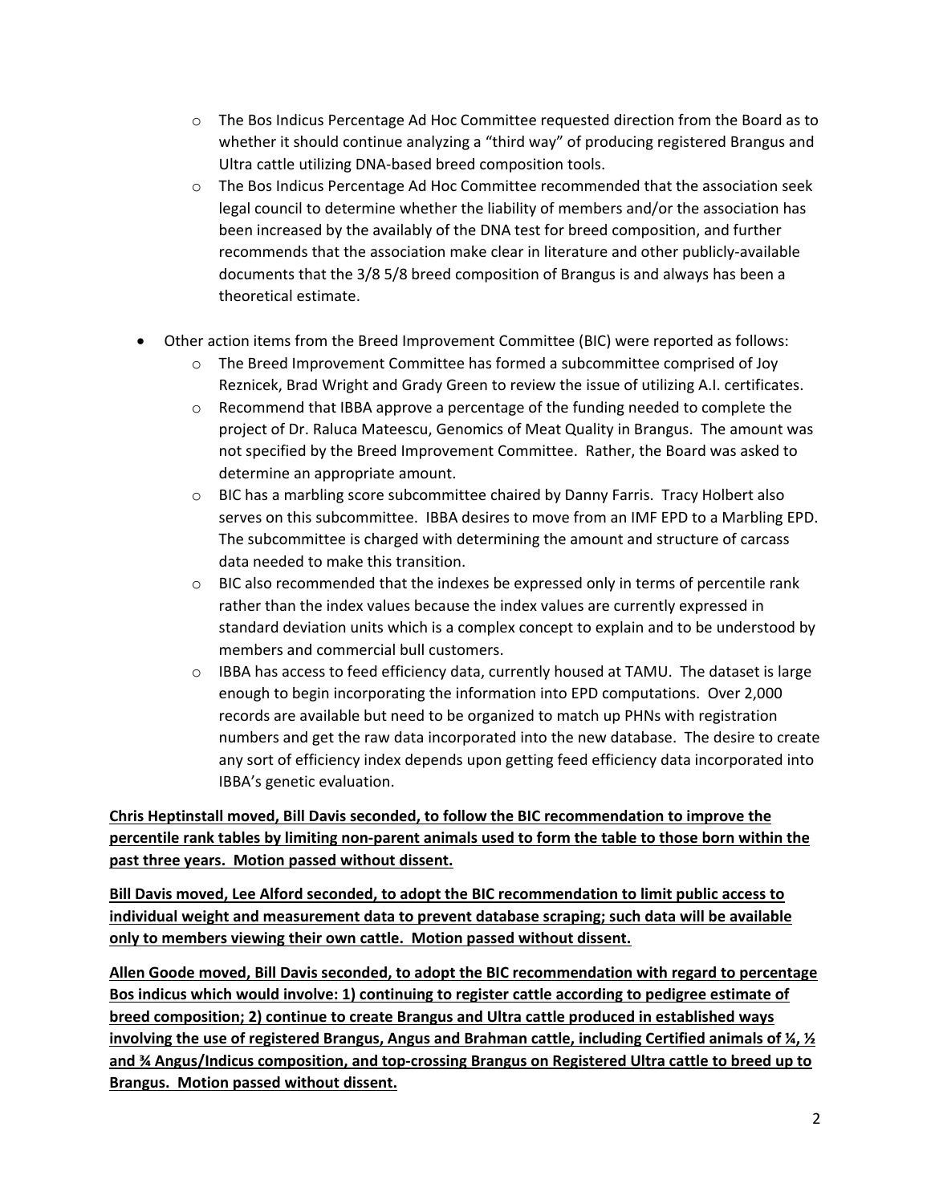- The Bos Indicus Percentage Ad Hoc Committee requested direction from the Board as to whether it should continue analyzing a "third way" of producing registered Brangus and Ultra cattle utilizing DNA-based breed composition tools.
  - The Bos Indicus Percentage Ad Hoc Committee recommended that the association seek legal council to determine whether the liability of members and/or the association has been increased by the availably of the DNA test for breed composition, and further recommends that the association make clear in literature and other publicly-available documents that the 3/8 5/8 breed composition of Brangus is and always has been a theoretical estimate.

- Other action items from the Breed Improvement Committee (BIC) were reported as follows:
  - The Breed Improvement Committee has formed a subcommittee comprised of Joy Reznicek, Brad Wright and Grady Green to review the issue of utilizing A.I. certificates.
  - Recommend that IBBA approve a percentage of the funding needed to complete the project of Dr. Raluca Mateescu, Genomics of Meat Quality in Brangus. The amount was not specified by the Breed Improvement Committee. Rather, the Board was asked to determine an appropriate amount.
  - BIC has a marbling score subcommittee chaired by Danny Farris. Tracy Holbert also serves on this subcommittee. IBBA desires to move from an IMF EPD to a Marbling EPD. The subcommittee is charged with determining the amount and structure of carcass data needed to make this transition.
  - BIC also recommended that the indexes be expressed only in terms of percentile rank rather than the index values because the index values are currently expressed in standard deviation units which is a complex concept to explain and to be understood by members and commercial bull customers.
  - IBBA has access to feed efficiency data, currently housed at TAMU. The dataset is large enough to begin incorporating the information into EPD computations. Over 2,000 records are available but need to be organized to match up PHNs with registration numbers and get the raw data incorporated into the new database. The desire to create any sort of efficiency index depends upon getting feed efficiency data incorporated into IBBA's genetic evaluation.

**Chris Heptinstall moved, Bill Davis seconded, to follow the BIC recommendation to improve the percentile rank tables by limiting non-parent animals used to form the table to those born within the past three years. Motion passed without dissent.**

**Bill Davis moved, Lee Alford seconded, to adopt the BIC recommendation to limit public access to individual weight and measurement data to prevent database scraping; such data will be available only to members viewing their own cattle. Motion passed without dissent.**

**Allen Goode moved, Bill Davis seconded, to adopt the BIC recommendation with regard to percentage Bos indicus which would involve: 1) continuing to register cattle according to pedigree estimate of breed composition; 2) continue to create Brangus and Ultra cattle produced in established ways involving the use of registered Brangus, Angus and Brahman cattle, including Certified animals of ¼, ½ and ¾ Angus/Indicus composition, and top-crossing Brangus on Registered Ultra cattle to breed up to Brangus. Motion passed without dissent.**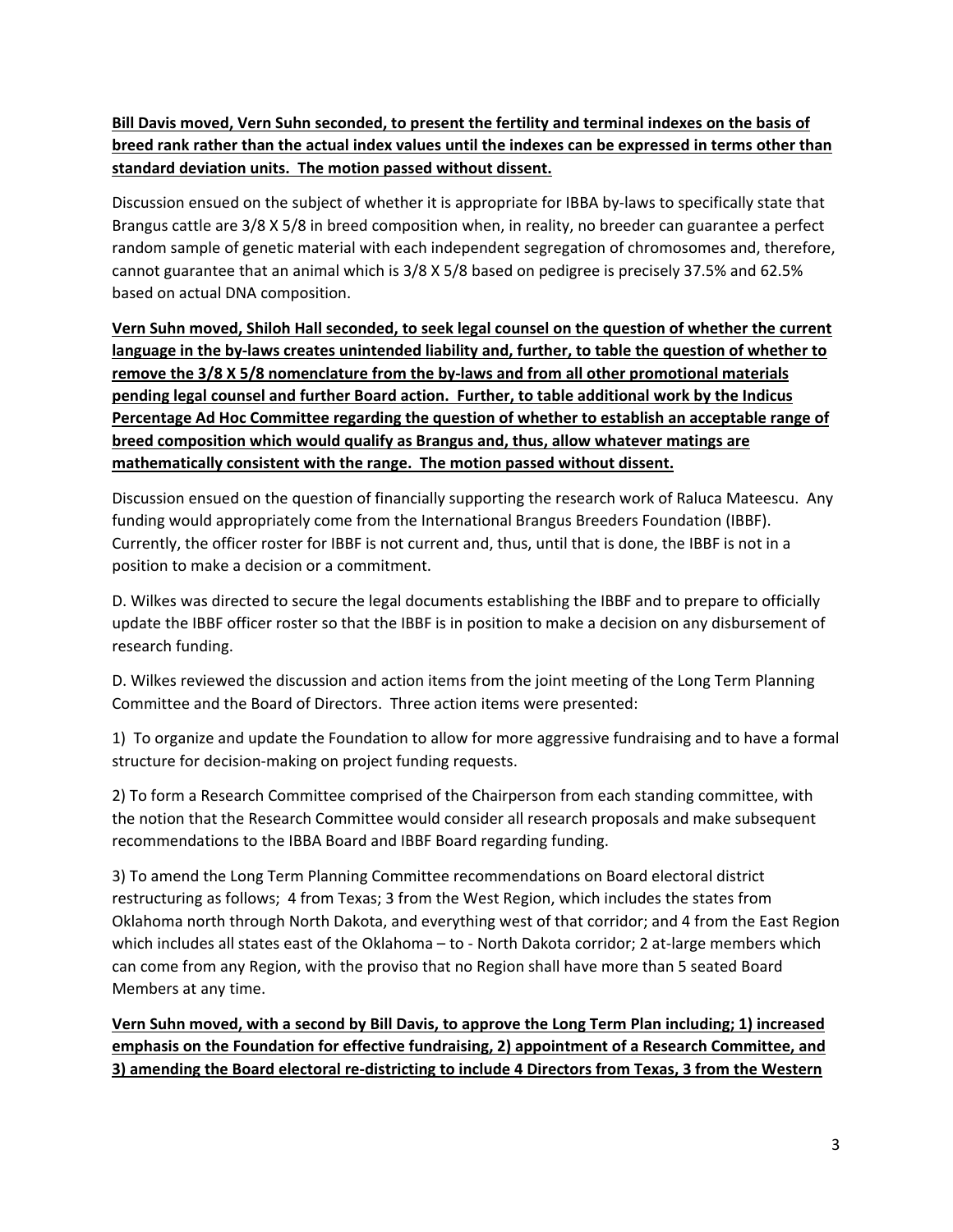**Bill Davis moved, Vern Suhn seconded, to present the fertility and terminal indexes on the basis of breed rank rather than the actual index values until the indexes can be expressed in terms other than standard deviation units. The motion passed without dissent.**

Discussion ensued on the subject of whether it is appropriate for IBBA by-laws to specifically state that Brangus cattle are 3/8 X 5/8 in breed composition when, in reality, no breeder can guarantee a perfect random sample of genetic material with each independent segregation of chromosomes and, therefore, cannot guarantee that an animal which is 3/8 X 5/8 based on pedigree is precisely 37.5% and 62.5% based on actual DNA composition.

**Vern Suhn moved, Shiloh Hall seconded, to seek legal counsel on the question of whether the current language in the by-laws creates unintended liability and, further, to table the question of whether to remove the 3/8 X 5/8 nomenclature from the by-laws and from all other promotional materials pending legal counsel and further Board action. Further, to table additional work by the Indicus Percentage Ad Hoc Committee regarding the question of whether to establish an acceptable range of breed composition which would qualify as Brangus and, thus, allow whatever matings are mathematically consistent with the range. The motion passed without dissent.**

Discussion ensued on the question of financially supporting the research work of Raluca Mateescu. Any funding would appropriately come from the International Brangus Breeders Foundation (IBBF). Currently, the officer roster for IBBF is not current and, thus, until that is done, the IBBF is not in a position to make a decision or a commitment.

D. Wilkes was directed to secure the legal documents establishing the IBBF and to prepare to officially update the IBBF officer roster so that the IBBF is in position to make a decision on any disbursement of research funding.

D. Wilkes reviewed the discussion and action items from the joint meeting of the Long Term Planning Committee and the Board of Directors. Three action items were presented:

1) To organize and update the Foundation to allow for more aggressive fundraising and to have a formal structure for decision-making on project funding requests.

2) To form a Research Committee comprised of the Chairperson from each standing committee, with the notion that the Research Committee would consider all research proposals and make subsequent recommendations to the IBBA Board and IBBF Board regarding funding.

3) To amend the Long Term Planning Committee recommendations on Board electoral district restructuring as follows; 4 from Texas; 3 from the West Region, which includes the states from Oklahoma north through North Dakota, and everything west of that corridor; and 4 from the East Region which includes all states east of the Oklahoma – to - North Dakota corridor; 2 at-large members which can come from any Region, with the proviso that no Region shall have more than 5 seated Board Members at any time.

**Vern Suhn moved, with a second by Bill Davis, to approve the Long Term Plan including; 1) increased emphasis on the Foundation for effective fundraising, 2) appointment of a Research Committee, and 3) amending the Board electoral re-districting to include 4 Directors from Texas, 3 from the Western**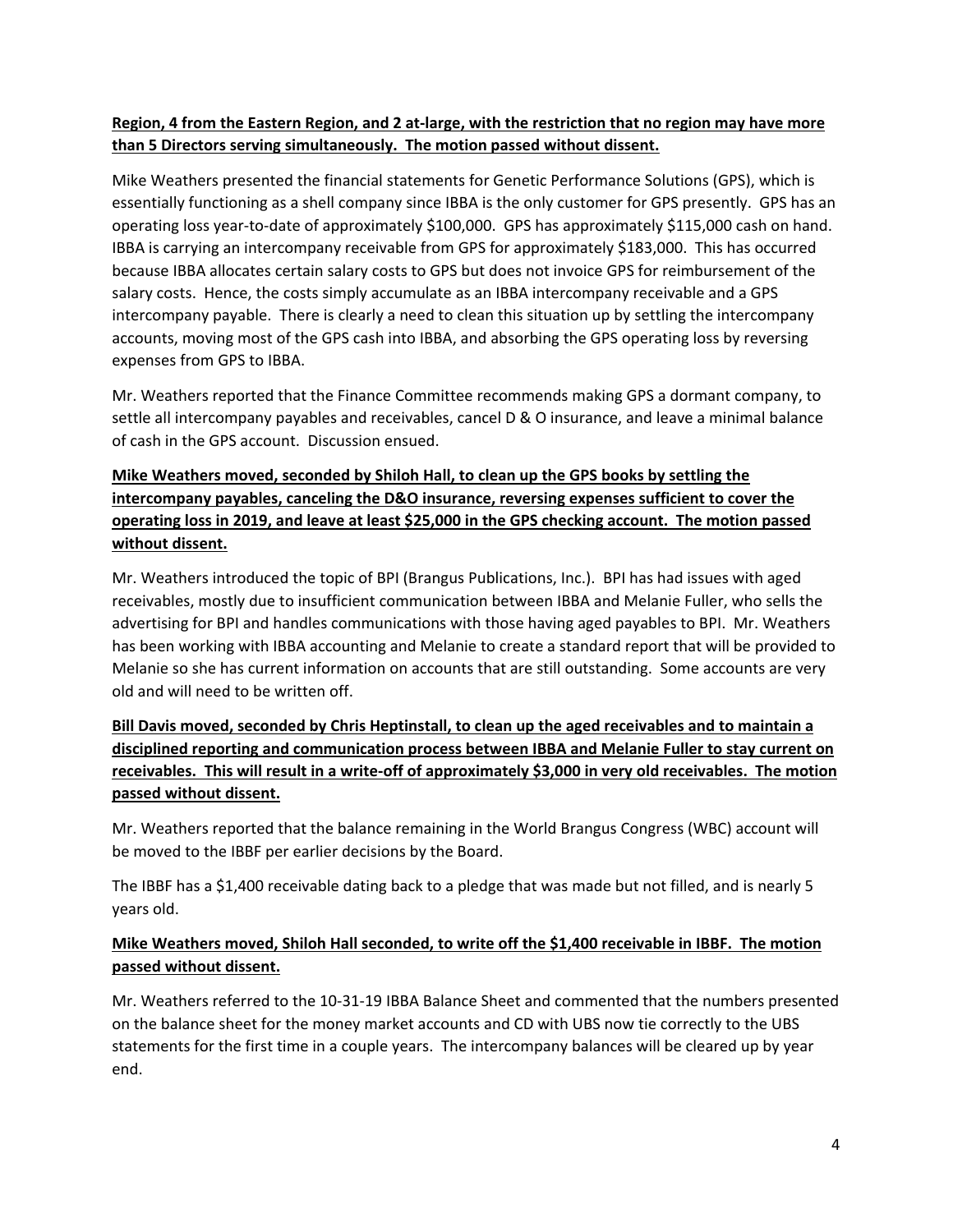**Region, 4 from the Eastern Region, and 2 at-large, with the restriction that no region may have more than 5 Directors serving simultaneously. The motion passed without dissent.**

Mike Weathers presented the financial statements for Genetic Performance Solutions (GPS), which is essentially functioning as a shell company since IBBA is the only customer for GPS presently. GPS has an operating loss year-to-date of approximately $100,000. GPS has approximately $115,000 cash on hand. IBBA is carrying an intercompany receivable from GPS for approximately $183,000. This has occurred because IBBA allocates certain salary costs to GPS but does not invoice GPS for reimbursement of the salary costs. Hence, the costs simply accumulate as an IBBA intercompany receivable and a GPS intercompany payable. There is clearly a need to clean this situation up by settling the intercompany accounts, moving most of the GPS cash into IBBA, and absorbing the GPS operating loss by reversing expenses from GPS to IBBA.

Mr. Weathers reported that the Finance Committee recommends making GPS a dormant company, to settle all intercompany payables and receivables, cancel D & O insurance, and leave a minimal balance of cash in the GPS account. Discussion ensued.

**Mike Weathers moved, seconded by Shiloh Hall, to clean up the GPS books by settling the intercompany payables, canceling the D&O insurance, reversing expenses sufficient to cover the operating loss in 2019, and leave at least $25,000 in the GPS checking account. The motion passed without dissent.**

Mr. Weathers introduced the topic of BPI (Brangus Publications, Inc.). BPI has had issues with aged receivables, mostly due to insufficient communication between IBBA and Melanie Fuller, who sells the advertising for BPI and handles communications with those having aged payables to BPI. Mr. Weathers has been working with IBBA accounting and Melanie to create a standard report that will be provided to Melanie so she has current information on accounts that are still outstanding. Some accounts are very old and will need to be written off.

**Bill Davis moved, seconded by Chris Heptinstall, to clean up the aged receivables and to maintain a disciplined reporting and communication process between IBBA and Melanie Fuller to stay current on receivables. This will result in a write-off of approximately $3,000 in very old receivables. The motion passed without dissent.**

Mr. Weathers reported that the balance remaining in the World Brangus Congress (WBC) account will be moved to the IBBF per earlier decisions by the Board.

The IBBF has a $1,400 receivable dating back to a pledge that was made but not filled, and is nearly 5 years old.

**Mike Weathers moved, Shiloh Hall seconded, to write off the $1,400 receivable in IBBF. The motion passed without dissent.**

Mr. Weathers referred to the 10-31-19 IBBA Balance Sheet and commented that the numbers presented on the balance sheet for the money market accounts and CD with UBS now tie correctly to the UBS statements for the first time in a couple years. The intercompany balances will be cleared up by year end.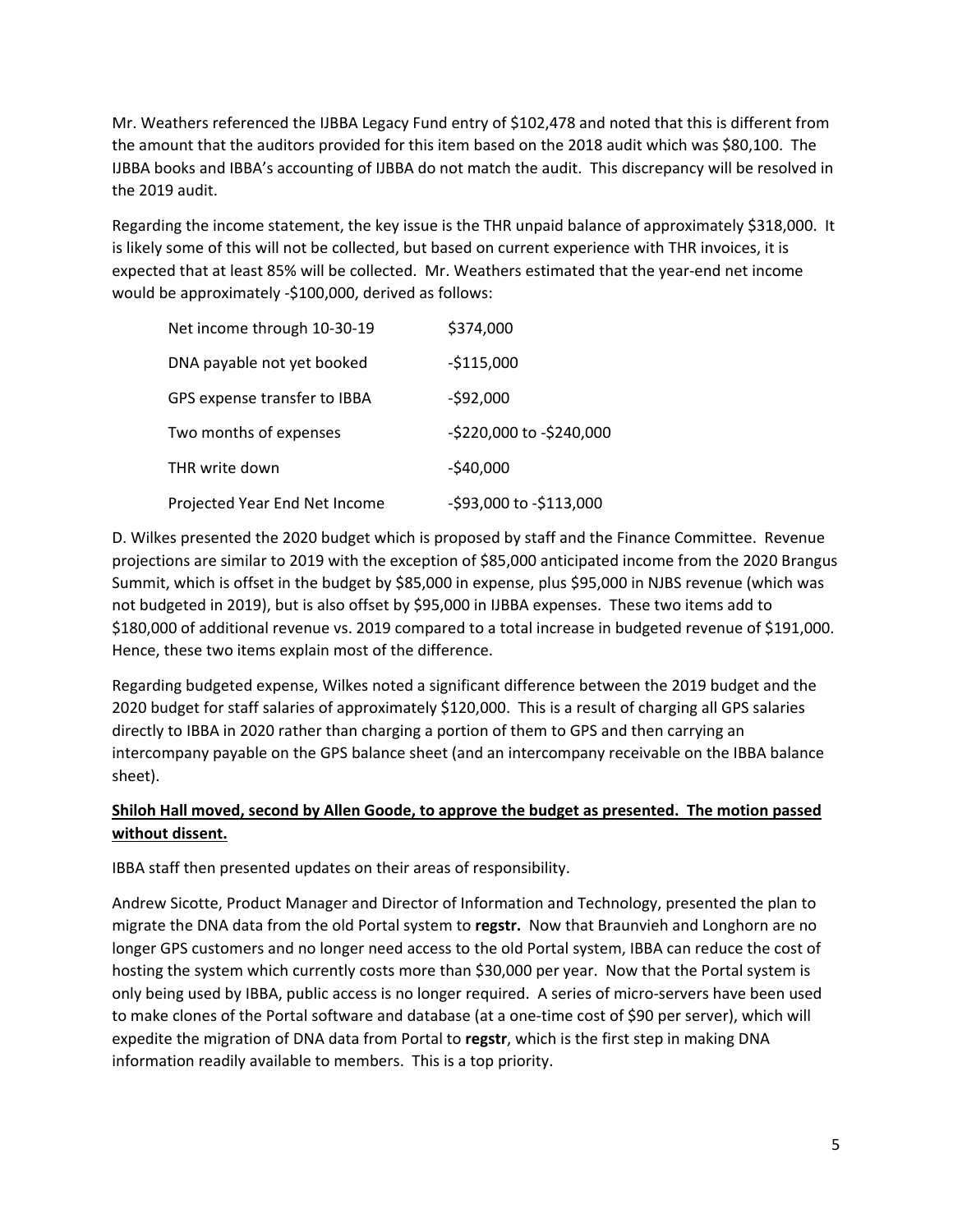Mr. Weathers referenced the IJBBA Legacy Fund entry of $102,478 and noted that this is different from the amount that the auditors provided for this item based on the 2018 audit which was $80,100. The IJBBA books and IBBA's accounting of IJBBA do not match the audit. This discrepancy will be resolved in the 2019 audit.

Regarding the income statement, the key issue is the THR unpaid balance of approximately $318,000. It is likely some of this will not be collected, but based on current experience with THR invoices, it is expected that at least 85% will be collected. Mr. Weathers estimated that the year-end net income would be approximately -$100,000, derived as follows:

| | |
|---|---|
| Net income through 10-30-19 | $374,000 |
| DNA payable not yet booked | -$115,000 |
| GPS expense transfer to IBBA | -$92,000 |
| Two months of expenses | -$220,000 to -$240,000 |
| THR write down | -$40,000 |
| Projected Year End Net Income | -$93,000 to -$113,000 |

D. Wilkes presented the 2020 budget which is proposed by staff and the Finance Committee. Revenue projections are similar to 2019 with the exception of $85,000 anticipated income from the 2020 Brangus Summit, which is offset in the budget by $85,000 in expense, plus $95,000 in NJBS revenue (which was not budgeted in 2019), but is also offset by $95,000 in IJBBA expenses. These two items add to $180,000 of additional revenue vs. 2019 compared to a total increase in budgeted revenue of $191,000. Hence, these two items explain most of the difference.

Regarding budgeted expense, Wilkes noted a significant difference between the 2019 budget and the 2020 budget for staff salaries of approximately $120,000. This is a result of charging all GPS salaries directly to IBBA in 2020 rather than charging a portion of them to GPS and then carrying an intercompany payable on the GPS balance sheet (and an intercompany receivable on the IBBA balance sheet).

**Shiloh Hall moved, second by Allen Goode, to approve the budget as presented. The motion passed without dissent.**

IBBA staff then presented updates on their areas of responsibility.

Andrew Sicotte, Product Manager and Director of Information and Technology, presented the plan to migrate the DNA data from the old Portal system to **regstr.** Now that Braunvieh and Longhorn are no longer GPS customers and no longer need access to the old Portal system, IBBA can reduce the cost of hosting the system which currently costs more than $30,000 per year. Now that the Portal system is only being used by IBBA, public access is no longer required. A series of micro-servers have been used to make clones of the Portal software and database (at a one-time cost of $90 per server), which will expedite the migration of DNA data from Portal to **regstr**, which is the first step in making DNA information readily available to members. This is a top priority.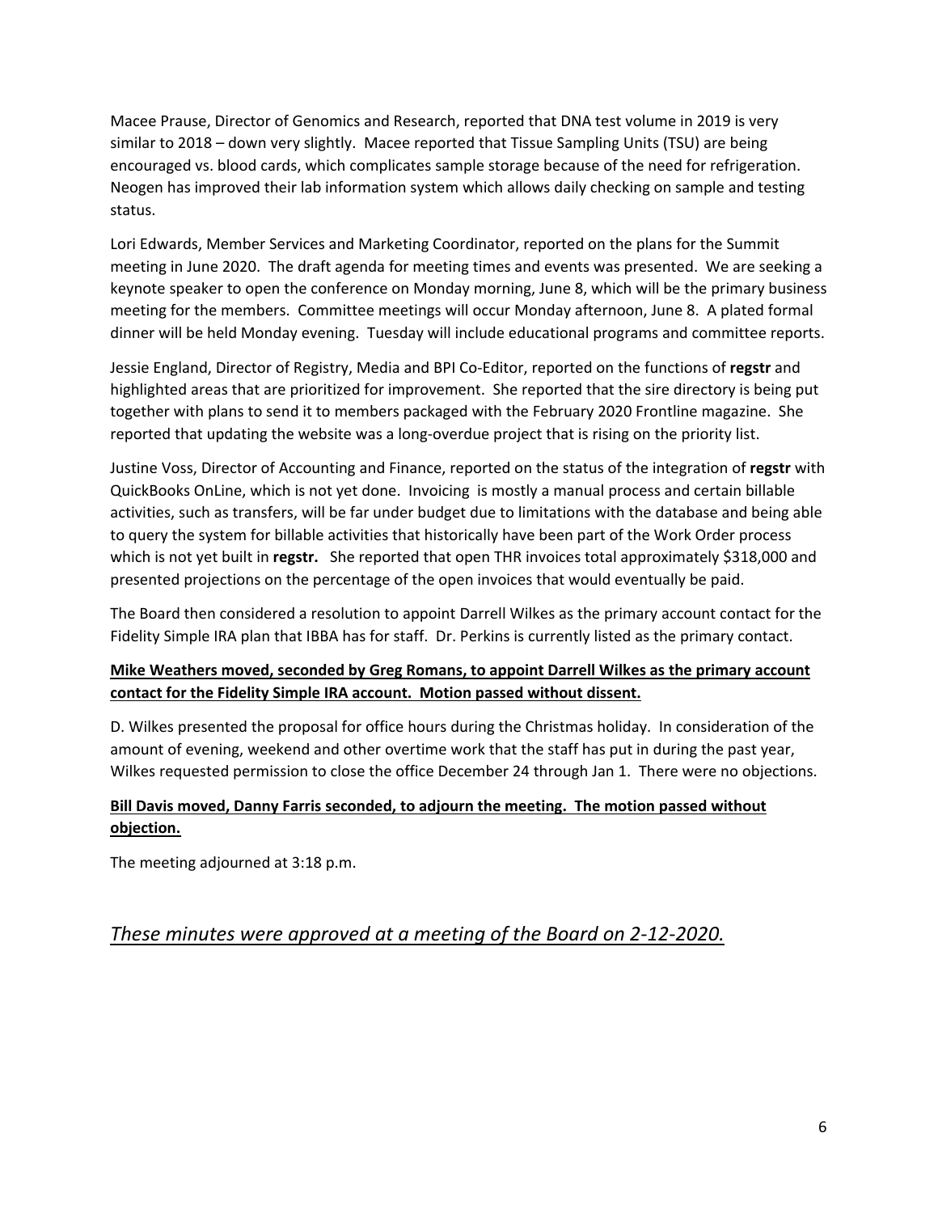Macee Prause, Director of Genomics and Research, reported that DNA test volume in 2019 is very similar to 2018 – down very slightly. Macee reported that Tissue Sampling Units (TSU) are being encouraged vs. blood cards, which complicates sample storage because of the need for refrigeration. Neogen has improved their lab information system which allows daily checking on sample and testing status.

Lori Edwards, Member Services and Marketing Coordinator, reported on the plans for the Summit meeting in June 2020. The draft agenda for meeting times and events was presented. We are seeking a keynote speaker to open the conference on Monday morning, June 8, which will be the primary business meeting for the members. Committee meetings will occur Monday afternoon, June 8. A plated formal dinner will be held Monday evening. Tuesday will include educational programs and committee reports.

Jessie England, Director of Registry, Media and BPI Co-Editor, reported on the functions of **regstr** and highlighted areas that are prioritized for improvement. She reported that the sire directory is being put together with plans to send it to members packaged with the February 2020 Frontline magazine. She reported that updating the website was a long-overdue project that is rising on the priority list.

Justine Voss, Director of Accounting and Finance, reported on the status of the integration of **regstr** with QuickBooks OnLine, which is not yet done. Invoicing is mostly a manual process and certain billable activities, such as transfers, will be far under budget due to limitations with the database and being able to query the system for billable activities that historically have been part of the Work Order process which is not yet built in **regstr.** She reported that open THR invoices total approximately $318,000 and presented projections on the percentage of the open invoices that would eventually be paid.

The Board then considered a resolution to appoint Darrell Wilkes as the primary account contact for the Fidelity Simple IRA plan that IBBA has for staff. Dr. Perkins is currently listed as the primary contact.

**<u>Mike Weathers moved, seconded by Greg Romans, to appoint Darrell Wilkes as the primary account contact for the Fidelity Simple IRA account. Motion passed without dissent.</u>**

D. Wilkes presented the proposal for office hours during the Christmas holiday. In consideration of the amount of evening, weekend and other overtime work that the staff has put in during the past year, Wilkes requested permission to close the office December 24 through Jan 1. There were no objections.

**<u>Bill Davis moved, Danny Farris seconded, to adjourn the meeting. The motion passed without objection.</u>**

The meeting adjourned at 3:18 p.m.

*<u>These minutes were approved at a meeting of the Board on 2-12-2020.</u>*